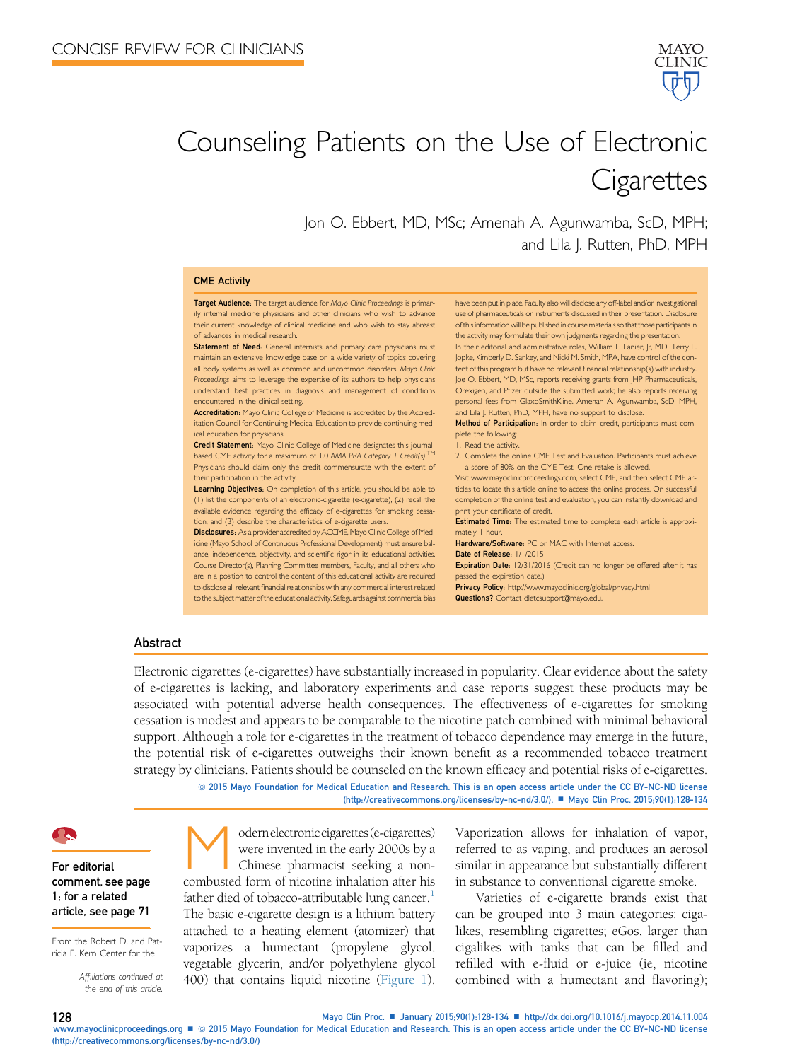CONCISE REVIEW FOR CLINICIANS

# Counseling Patients on the Use of Electronic Cigarettes

Jon O. Ebbert, MD, MSc; Amenah A. Agunwamba, ScD, MPH; and Lila J. Rutten, PhD, MPH

### CME Activity

**Target Audience:** The target audience for *Mayo Clinic Proceedings* is primarily internal medicine physicians and other clinicians who wish to advance their current knowledge of clinical medicine and who wish to stay abreast of advances in medical research.

**Statement of Need:** General internists and primary care physicians must maintain an extensive knowledge base on a wide variety of topics covering all body systems as well as common and uncommon disorders. *Mayo Clinic Proceedings* aims to leverage the expertise of its authors to help physicians understand best practices in diagnosis and management of conditions encountered in the clinical setting.

**Accreditation:** Mayo Clinic College of Medicine is accredited by the Accreditation Council for Continuing Medical Education to provide continuing medical education for physicians.

**Credit Statement:** Mayo Clinic College of Medicine designates this journal-based CME activity for a maximum of 1.0 *AMA PRA Category 1 Credit(s)*.™ Physicians should claim only the credit commensurate with the extent of their participation in the activity.

**Learning Objectives:** On completion of this article, you should be able to (1) list the components of an electronic-cigarette (e-cigarette), (2) recall the available evidence regarding the efficacy of e-cigarettes for smoking cessation, and (3) describe the characteristics of e-cigarette users.

**Disclosures:** As a provider accredited by ACCME, Mayo Clinic College of Medicine (Mayo School of Continuous Professional Development) must ensure balance, independence, objectivity, and scientific rigor in its educational activities. Course Director(s), Planning Committee members, Faculty, and all others who are in a position to control the content of this educational activity are required to disclose all relevant financial relationships with any commercial interest related to the subject matter of the educational activity. Safeguards against commercial bias have been put in place. Faculty also will disclose any off-label and/or investigational use of pharmaceuticals or instruments discussed in their presentation. Disclosure of this information will be published in course materials so that those participants in the activity may formulate their own judgments regarding the presentation.

In their editorial and administrative roles, William L. Lanier, Jr, MD, Terry L. Jopke, Kimberly D. Sankey, and Nicki M. Smith, MPA, have control of the content of this program but have no relevant financial relationship(s) with industry.

Joe O. Ebbert, MD, MSc, reports receiving grants from JHP Pharmaceuticals, Orexigen, and Pfizer outside the submitted work; he also reports receiving personal fees from GlaxoSmithKline. Amenah A. Agunwamba, ScD, MPH, and Lila J. Rutten, PhD, MPH, have no support to disclose.

**Method of Participation:** In order to claim credit, participants must complete the following:

1. Read the activity.
2. Complete the online CME Test and Evaluation. Participants must achieve a score of 80% on the CME Test. One retake is allowed.

Visit www.mayoclinicproceedings.com, select CME, and then select CME articles to locate this article online to access the online process. On successful completion of the online test and evaluation, you can instantly download and print your certificate of credit.

**Estimated Time:** The estimated time to complete each article is approximately 1 hour.

**Hardware/Software:** PC or MAC with Internet access.

**Date of Release:** 1/1/2015

**Expiration Date:** 12/31/2016 (Credit can no longer be offered after it has passed the expiration date.)

**Privacy Policy:** http://www.mayoclinic.org/global/privacy.html

**Questions?** Contact dletcsupport@mayo.edu.

### Abstract

Electronic cigarettes (e-cigarettes) have substantially increased in popularity. Clear evidence about the safety of e-cigarettes is lacking, and laboratory experiments and case reports suggest these products may be associated with potential adverse health consequences. The effectiveness of e-cigarettes for smoking cessation is modest and appears to be comparable to the nicotine patch combined with minimal behavioral support. Although a role for e-cigarettes in the treatment of tobacco dependence may emerge in the future, the potential risk of e-cigarettes outweighs their known benefit as a recommended tobacco treatment strategy by clinicians. Patients should be counseled on the known efficacy and potential risks of e-cigarettes.

© 2015 Mayo Foundation for Medical Education and Research. This is an open access article under the CC BY-NC-ND license (http://creativecommons.org/licenses/by-nc-nd/3.0/). ■ Mayo Clin Proc. 2015;90(1):128-134

**For editorial comment, see page 1; for a related article, see page 71**

From the Robert D. and Patricia E. Kern Center for the

*Affiliations continued at the end of this article.*

Modern electronic cigarettes (e-cigarettes) were invented in the early 2000s by a Chinese pharmacist seeking a noncombusted form of nicotine inhalation after his father died of tobacco-attributable lung cancer.[1] The basic e-cigarette design is a lithium battery attached to a heating element (atomizer) that vaporizes a humectant (propylene glycol, vegetable glycerin, and/or polyethylene glycol 400) that contains liquid nicotine (Figure 1). Vaporization allows for inhalation of vapor, referred to as vaping, and produces an aerosol similar in appearance but substantially different in substance to conventional cigarette smoke.

Varieties of e-cigarette brands exist that can be grouped into 3 main categories: cigalikes, resembling cigarettes; eGos, larger than cigalikes with tanks that can be filled and refilled with e-fluid or e-juice (ie, nicotine combined with a humectant and flavoring);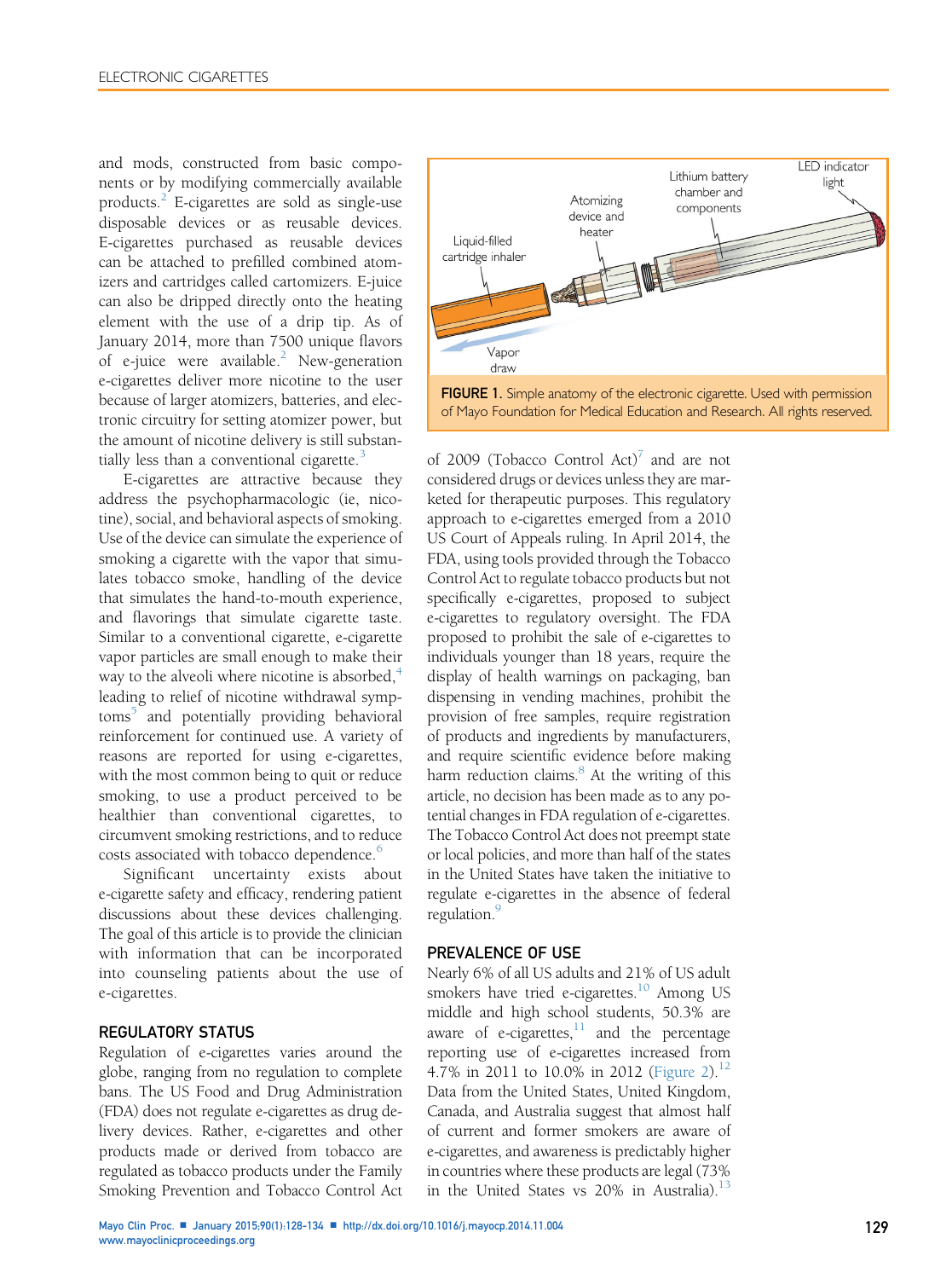and mods, constructed from basic components or by modifying commercially available products.[2] E-cigarettes are sold as single-use disposable devices or as reusable devices. E-cigarettes purchased as reusable devices can be attached to prefilled combined atomizers and cartridges called cartomizers. E-juice can also be dripped directly onto the heating element with the use of a drip tip. As of January 2014, more than 7500 unique flavors of e-juice were available.[2] New-generation e-cigarettes deliver more nicotine to the user because of larger atomizers, batteries, and electronic circuitry for setting atomizer power, but the amount of nicotine delivery is still substantially less than a conventional cigarette.[3]

E-cigarettes are attractive because they address the psychopharmacologic (ie, nicotine), social, and behavioral aspects of smoking. Use of the device can simulate the experience of smoking a cigarette with the vapor that simulates tobacco smoke, handling of the device that simulates the hand-to-mouth experience, and flavorings that simulate cigarette taste. Similar to a conventional cigarette, e-cigarette vapor particles are small enough to make their way to the alveoli where nicotine is absorbed,[4] leading to relief of nicotine withdrawal symptoms[5] and potentially providing behavioral reinforcement for continued use. A variety of reasons are reported for using e-cigarettes, with the most common being to quit or reduce smoking, to use a product perceived to be healthier than conventional cigarettes, to circumvent smoking restrictions, and to reduce costs associated with tobacco dependence.[6]

Significant uncertainty exists about e-cigarette safety and efficacy, rendering patient discussions about these devices challenging. The goal of this article is to provide the clinician with information that can be incorporated into counseling patients about the use of e-cigarettes.

## REGULATORY STATUS

Regulation of e-cigarettes varies around the globe, ranging from no regulation to complete bans. The US Food and Drug Administration (FDA) does not regulate e-cigarettes as drug delivery devices. Rather, e-cigarettes and other products made or derived from tobacco are regulated as tobacco products under the Family Smoking Prevention and Tobacco Control Act of 2009 (Tobacco Control Act)[7] and are not considered drugs or devices unless they are marketed for therapeutic purposes. This regulatory approach to e-cigarettes emerged from a 2010 US Court of Appeals ruling. In April 2014, the FDA, using tools provided through the Tobacco Control Act to regulate tobacco products but not specifically e-cigarettes, proposed to subject e-cigarettes to regulatory oversight. The FDA proposed to prohibit the sale of e-cigarettes to individuals younger than 18 years, require the display of health warnings on packaging, ban dispensing in vending machines, prohibit the provision of free samples, require registration of products and ingredients by manufacturers, and require scientific evidence before making harm reduction claims.[8] At the writing of this article, no decision has been made as to any potential changes in FDA regulation of e-cigarettes. The Tobacco Control Act does not preempt state or local policies, and more than half of the states in the United States have taken the initiative to regulate e-cigarettes in the absence of federal regulation.[9]

Liquid-filled cartridge inhaler

Atomizing device and heater

Lithium battery chamber and components

LED indicator light

Vapor draw

**FIGURE 1.** Simple anatomy of the electronic cigarette. Used with permission of Mayo Foundation for Medical Education and Research. All rights reserved.

## PREVALENCE OF USE

Nearly 6% of all US adults and 21% of US adult smokers have tried e-cigarettes.[10] Among US middle and high school students, 50.3% are aware of e-cigarettes,[11] and the percentage reporting use of e-cigarettes increased from 4.7% in 2011 to 10.0% in 2012 (Figure 2).[12] Data from the United States, United Kingdom, Canada, and Australia suggest that almost half of current and former smokers are aware of e-cigarettes, and awareness is predictably higher in countries where these products are legal (73% in the United States vs 20% in Australia).[13]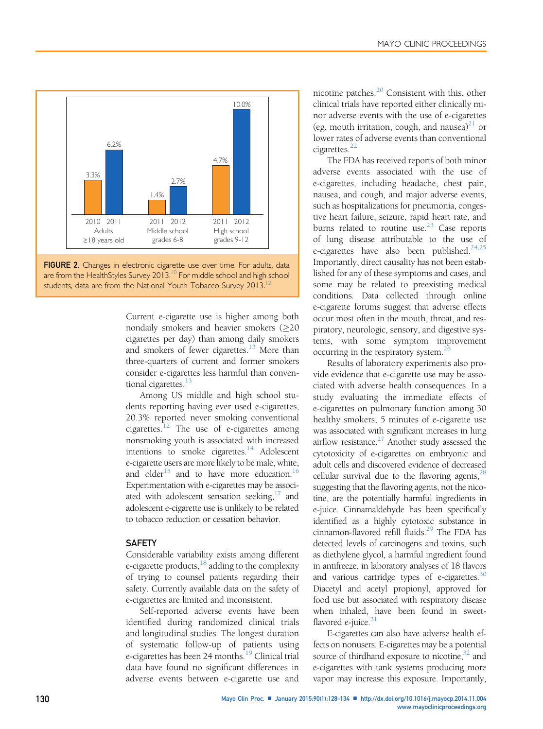FIGURE 2. Changes in electronic cigarette use over time. For adults, data are from the HealthStyles Survey 2013.[10] For middle school and high school students, data are from the National Youth Tobacco Survey 2013.[12]

| | 2010 | 2011 | 2012 |
|---|---|---|---|
| Adults ≥18 years old | 3.3% | 6.2% | |
| Middle school grades 6-8 | | 1.4% | 2.7% |
| High school grades 9-12 | | 4.7% | 10.0% |

Current e-cigarette use is higher among both nondaily smokers and heavier smokers (≥20 cigarettes per day) than among daily smokers and smokers of fewer cigarettes.[13] More than three-quarters of current and former smokers consider e-cigarettes less harmful than conventional cigarettes.[13]

Among US middle and high school students reporting having ever used e-cigarettes, 20.3% reported never smoking conventional cigarettes.[12] The use of e-cigarettes among nonsmoking youth is associated with increased intentions to smoke cigarettes.[14] Adolescent e-cigarette users are more likely to be male, white, and older[15] and to have more education.[16] Experimentation with e-cigarettes may be associated with adolescent sensation seeking,[17] and adolescent e-cigarette use is unlikely to be related to tobacco reduction or cessation behavior.

## SAFETY

Considerable variability exists among different e-cigarette products,[18] adding to the complexity of trying to counsel patients regarding their safety. Currently available data on the safety of e-cigarettes are limited and inconsistent.

Self-reported adverse events have been identified during randomized clinical trials and longitudinal studies. The longest duration of systematic follow-up of patients using e-cigarettes has been 24 months.[19] Clinical trial data have found no significant differences in adverse events between e-cigarette use and nicotine patches.[20] Consistent with this, other clinical trials have reported either clinically minor adverse events with the use of e-cigarettes (eg, mouth irritation, cough, and nausea)[21] or lower rates of adverse events than conventional cigarettes.[22]

The FDA has received reports of both minor adverse events associated with the use of e-cigarettes, including headache, chest pain, nausea, and cough, and major adverse events, such as hospitalizations for pneumonia, congestive heart failure, seizure, rapid heart rate, and burns related to routine use.[23] Case reports of lung disease attributable to the use of e-cigarettes have also been published.[24,25] Importantly, direct causality has not been established for any of these symptoms and cases, and some may be related to preexisting medical conditions. Data collected through online e-cigarette forums suggest that adverse effects occur most often in the mouth, throat, and respiratory, neurologic, sensory, and digestive systems, with some symptom improvement occurring in the respiratory system.[26]

Results of laboratory experiments also provide evidence that e-cigarette use may be associated with adverse health consequences. In a study evaluating the immediate effects of e-cigarettes on pulmonary function among 30 healthy smokers, 5 minutes of e-cigarette use was associated with significant increases in lung airflow resistance.[27] Another study assessed the cytotoxicity of e-cigarettes on embryonic and adult cells and discovered evidence of decreased cellular survival due to the flavoring agents,[28] suggesting that the flavoring agents, not the nicotine, are the potentially harmful ingredients in e-juice. Cinnamaldehyde has been specifically identified as a highly cytotoxic substance in cinnamon-flavored refill fluids.[29] The FDA has detected levels of carcinogens and toxins, such as diethylene glycol, a harmful ingredient found in antifreeze, in laboratory analyses of 18 flavors and various cartridge types of e-cigarettes.[30] Diacetyl and acetyl propionyl, approved for food use but associated with respiratory disease when inhaled, have been found in sweet-flavored e-juice.[31]

E-cigarettes can also have adverse health effects on nonusers. E-cigarettes may be a potential source of thirdhand exposure to nicotine,[32] and e-cigarettes with tank systems producing more vapor may increase this exposure. Importantly,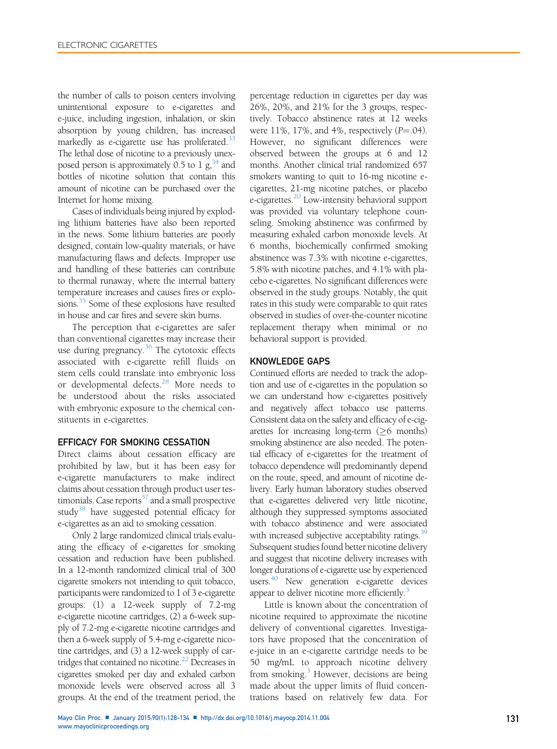the number of calls to poison centers involving unintentional exposure to e-cigarettes and e-juice, including ingestion, inhalation, or skin absorption by young children, has increased markedly as e-cigarette use has proliferated.[33] The lethal dose of nicotine to a previously unexposed person is approximately 0.5 to 1 g,[34] and bottles of nicotine solution that contain this amount of nicotine can be purchased over the Internet for home mixing.

Cases of individuals being injured by exploding lithium batteries have also been reported in the news. Some lithium batteries are poorly designed, contain low-quality materials, or have manufacturing flaws and defects. Improper use and handling of these batteries can contribute to thermal runaway, where the internal battery temperature increases and causes fires or explosions.[35] Some of these explosions have resulted in house and car fires and severe skin burns.

The perception that e-cigarettes are safer than conventional cigarettes may increase their use during pregnancy.[36] The cytotoxic effects associated with e-cigarette refill fluids on stem cells could translate into embryonic loss or developmental defects.[28] More needs to be understood about the risks associated with embryonic exposure to the chemical constituents in e-cigarettes.

## EFFICACY FOR SMOKING CESSATION

Direct claims about cessation efficacy are prohibited by law, but it has been easy for e-cigarette manufacturers to make indirect claims about cessation through product user testimonials. Case reports[37] and a small prospective study[38] have suggested potential efficacy for e-cigarettes as an aid to smoking cessation.

Only 2 large randomized clinical trials evaluating the efficacy of e-cigarettes for smoking cessation and reduction have been published. In a 12-month randomized clinical trial of 300 cigarette smokers not intending to quit tobacco, participants were randomized to 1 of 3 e-cigarette groups: (1) a 12-week supply of 7.2-mg e-cigarette nicotine cartridges, (2) a 6-week supply of 7.2-mg e-cigarette nicotine cartridges and then a 6-week supply of 5.4-mg e-cigarette nicotine cartridges, and (3) a 12-week supply of cartridges that contained no nicotine.[22] Decreases in cigarettes smoked per day and exhaled carbon monoxide levels were observed across all 3 groups. At the end of the treatment period, the percentage reduction in cigarettes per day was 26%, 20%, and 21% for the 3 groups, respectively. Tobacco abstinence rates at 12 weeks were 11%, 17%, and 4%, respectively ($P$=.04). However, no significant differences were observed between the groups at 6 and 12 months. Another clinical trial randomized 657 smokers wanting to quit to 16-mg nicotine e-cigarettes, 21-mg nicotine patches, or placebo e-cigarettes.[20] Low-intensity behavioral support was provided via voluntary telephone counseling. Smoking abstinence was confirmed by measuring exhaled carbon monoxide levels. At 6 months, biochemically confirmed smoking abstinence was 7.3% with nicotine e-cigarettes, 5.8% with nicotine patches, and 4.1% with placebo e-cigarettes. No significant differences were observed in the study groups. Notably, the quit rates in this study were comparable to quit rates observed in studies of over-the-counter nicotine replacement therapy when minimal or no behavioral support is provided.

## KNOWLEDGE GAPS

Continued efforts are needed to track the adoption and use of e-cigarettes in the population so we can understand how e-cigarettes positively and negatively affect tobacco use patterns. Consistent data on the safety and efficacy of e-cigarettes for increasing long-term (≥6 months) smoking abstinence are also needed. The potential efficacy of e-cigarettes for the treatment of tobacco dependence will predominantly depend on the route, speed, and amount of nicotine delivery. Early human laboratory studies observed that e-cigarettes delivered very little nicotine, although they suppressed symptoms associated with tobacco abstinence and were associated with increased subjective acceptability ratings.[39] Subsequent studies found better nicotine delivery and suggest that nicotine delivery increases with longer durations of e-cigarette use by experienced users.[40] New generation e-cigarette devices appear to deliver nicotine more efficiently.[3]

Little is known about the concentration of nicotine required to approximate the nicotine delivery of conventional cigarettes. Investigators have proposed that the concentration of e-juice in an e-cigarette cartridge needs to be 50 mg/mL to approach nicotine delivery from smoking.[3] However, decisions are being made about the upper limits of fluid concentrations based on relatively few data. For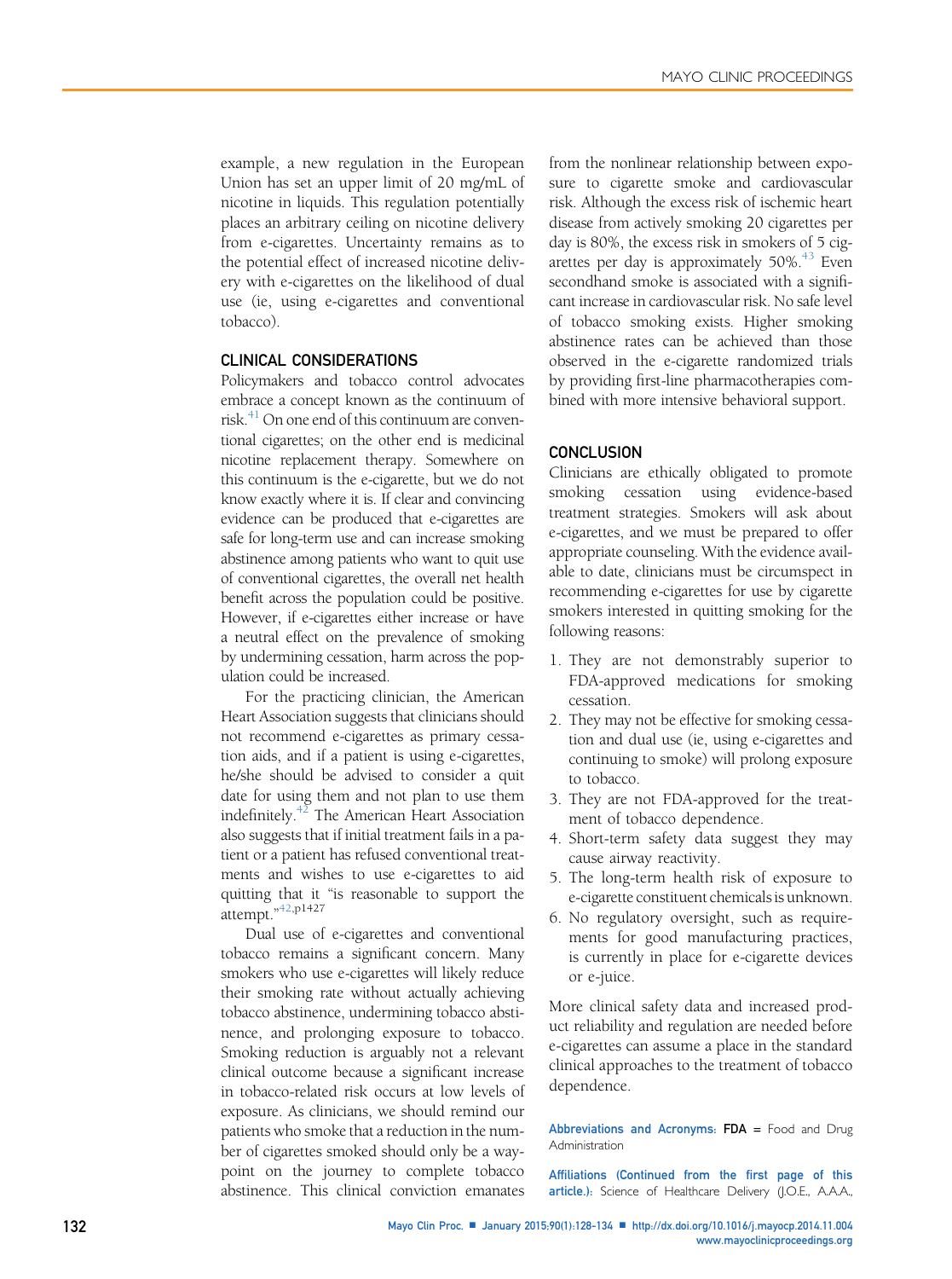example, a new regulation in the European Union has set an upper limit of 20 mg/mL of nicotine in liquids. This regulation potentially places an arbitrary ceiling on nicotine delivery from e-cigarettes. Uncertainty remains as to the potential effect of increased nicotine delivery with e-cigarettes on the likelihood of dual use (ie, using e-cigarettes and conventional tobacco).

## CLINICAL CONSIDERATIONS

Policymakers and tobacco control advocates embrace a concept known as the continuum of risk.[41] On one end of this continuum are conventional cigarettes; on the other end is medicinal nicotine replacement therapy. Somewhere on this continuum is the e-cigarette, but we do not know exactly where it is. If clear and convincing evidence can be produced that e-cigarettes are safe for long-term use and can increase smoking abstinence among patients who want to quit use of conventional cigarettes, the overall net health benefit across the population could be positive. However, if e-cigarettes either increase or have a neutral effect on the prevalence of smoking by undermining cessation, harm across the population could be increased.

For the practicing clinician, the American Heart Association suggests that clinicians should not recommend e-cigarettes as primary cessation aids, and if a patient is using e-cigarettes, he/she should be advised to consider a quit date for using them and not plan to use them indefinitely.[42] The American Heart Association also suggests that if initial treatment fails in a patient or a patient has refused conventional treatments and wishes to use e-cigarettes to aid quitting that it "is reasonable to support the attempt."[42,p1427]

Dual use of e-cigarettes and conventional tobacco remains a significant concern. Many smokers who use e-cigarettes will likely reduce their smoking rate without actually achieving tobacco abstinence, undermining tobacco abstinence, and prolonging exposure to tobacco. Smoking reduction is arguably not a relevant clinical outcome because a significant increase in tobacco-related risk occurs at low levels of exposure. As clinicians, we should remind our patients who smoke that a reduction in the number of cigarettes smoked should only be a waypoint on the journey to complete tobacco abstinence. This clinical conviction emanates from the nonlinear relationship between exposure to cigarette smoke and cardiovascular risk. Although the excess risk of ischemic heart disease from actively smoking 20 cigarettes per day is 80%, the excess risk in smokers of 5 cigarettes per day is approximately 50%.[43] Even secondhand smoke is associated with a significant increase in cardiovascular risk. No safe level of tobacco smoking exists. Higher smoking abstinence rates can be achieved than those observed in the e-cigarette randomized trials by providing first-line pharmacotherapies combined with more intensive behavioral support.

## CONCLUSION

Clinicians are ethically obligated to promote smoking cessation using evidence-based treatment strategies. Smokers will ask about e-cigarettes, and we must be prepared to offer appropriate counseling. With the evidence available to date, clinicians must be circumspect in recommending e-cigarettes for use by cigarette smokers interested in quitting smoking for the following reasons:

1. They are not demonstrably superior to FDA-approved medications for smoking cessation.
2. They may not be effective for smoking cessation and dual use (ie, using e-cigarettes and continuing to smoke) will prolong exposure to tobacco.
3. They are not FDA-approved for the treatment of tobacco dependence.
4. Short-term safety data suggest they may cause airway reactivity.
5. The long-term health risk of exposure to e-cigarette constituent chemicals is unknown.
6. No regulatory oversight, such as requirements for good manufacturing practices, is currently in place for e-cigarette devices or e-juice.

More clinical safety data and increased product reliability and regulation are needed before e-cigarettes can assume a place in the standard clinical approaches to the treatment of tobacco dependence.

**Abbreviations and Acronyms:** **FDA** = Food and Drug Administration

**Affiliations (Continued from the first page of this article.):** Science of Healthcare Delivery (J.O.E., A.A.A.,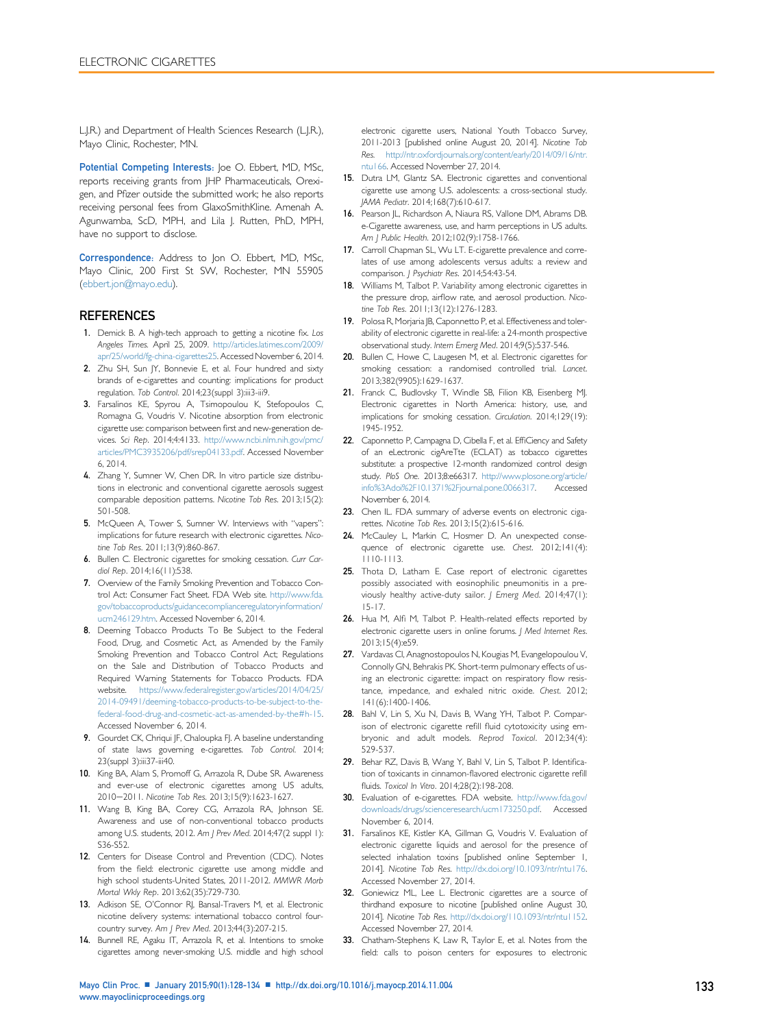L.J.R.) and Department of Health Sciences Research (L.J.R.), Mayo Clinic, Rochester, MN.

**Potential Competing Interests:** Jon O. Ebbert, MD, MSc, reports receiving grants from JHP Pharmaceuticals, Orexigen, and Pfizer outside the submitted work; he also reports receiving personal fees from GlaxoSmithKline. Amenah A. Agunwamba, ScD, MPH, and Lila J. Rutten, PhD, MPH, have no support to disclose.

**Correspondence:** Address to Jon O. Ebbert, MD, MSc, Mayo Clinic, 200 First St SW, Rochester, MN 55905 (ebbert.jon@mayo.edu).

## REFERENCES

1. Demick B. A high-tech approach to getting a nicotine fix. *Los Angeles Times*. April 25, 2009. http://articles.latimes.com/2009/apr/25/world/fg-china-cigarettes25. Accessed November 6, 2014.
2. Zhu SH, Sun JY, Bonnevie E, et al. Four hundred and sixty brands of e-cigarettes and counting: implications for product regulation. *Tob Control*. 2014;23(suppl 3):iii3-iii9.
3. Farsalinos KE, Spyrou A, Tsimopoulou K, Stefopoulos C, Romagna G, Voudris V. Nicotine absorption from electronic cigarette use: comparison between first and new-generation devices. *Sci Rep*. 2014;4:4133. http://www.ncbi.nlm.nih.gov/pmc/articles/PMC3935206/pdf/srep04133.pdf. Accessed November 6, 2014.
4. Zhang Y, Sumner W, Chen DR. In vitro particle size distributions in electronic and conventional cigarette aerosols suggest comparable deposition patterns. *Nicotine Tob Res*. 2013;15(2):501-508.
5. McQueen A, Tower S, Sumner W. Interviews with "vapers": implications for future research with electronic cigarettes. *Nicotine Tob Res*. 2011;13(9):860-867.
6. Bullen C. Electronic cigarettes for smoking cessation. *Curr Cardiol Rep*. 2014;16(11):538.
7. Overview of the Family Smoking Prevention and Tobacco Control Act: Consumer Fact Sheet. FDA Web site. http://www.fda.gov/tobaccoproducts/guidancecomplianceregulatoryinformation/ucm246129.htm. Accessed November 6, 2014.
8. Deeming Tobacco Products To Be Subject to the Federal Food, Drug, and Cosmetic Act, as Amended by the Family Smoking Prevention and Tobacco Control Act; Regulations on the Sale and Distribution of Tobacco Products and Required Warning Statements for Tobacco Products. FDA website. https://www.federalregister.gov/articles/2014/04/25/2014-09491/deeming-tobacco-products-to-be-subject-to-the-federal-food-drug-and-cosmetic-act-as-amended-by-the#h-15. Accessed November 6, 2014.
9. Gourdet CK, Chriqui JF, Chaloupka FJ. A baseline understanding of state laws governing e-cigarettes. *Tob Control*. 2014;23(suppl 3):iii37-iii40.
10. King BA, Alam S, Promoff G, Arrazola R, Dube SR. Awareness and ever-use of electronic cigarettes among US adults, 2010—2011. *Nicotine Tob Res*. 2013;15(9):1623-1627.
11. Wang B, King BA, Corey CG, Arrazola RA, Johnson SE. Awareness and use of non-conventional tobacco products among U.S. students, 2012. *Am J Prev Med*. 2014;47(2 suppl 1):S36-S52.
12. Centers for Disease Control and Prevention (CDC). Notes from the field: electronic cigarette use among middle and high school students-United States, 2011-2012. *MMWR Morb Mortal Wkly Rep*. 2013;62(35):729-730.
13. Adkison SE, O'Connor RJ, Bansal-Travers M, et al. Electronic nicotine delivery systems: international tobacco control four-country survey. *Am J Prev Med*. 2013;44(3):207-215.
14. Bunnell RE, Agaku IT, Arrazola R, et al. Intentions to smoke cigarettes among never-smoking U.S. middle and high school electronic cigarette users, National Youth Tobacco Survey, 2011-2013 [published online August 20, 2014]. *Nicotine Tob Res*. http://ntr.oxfordjournals.org/content/early/2014/09/16/ntr.ntu166. Accessed November 27, 2014.
15. Dutra LM, Glantz SA. Electronic cigarettes and conventional cigarette use among U.S. adolescents: a cross-sectional study. *JAMA Pediatr*. 2014;168(7):610-617.
16. Pearson JL, Richardson A, Niaura RS, Vallone DM, Abrams DB. e-Cigarette awareness, use, and harm perceptions in US adults. *Am J Public Health*. 2012;102(9):1758-1766.
17. Carroll Chapman SL, Wu LT. E-cigarette prevalence and correlates of use among adolescents versus adults: a review and comparison. *J Psychiatr Res*. 2014;54:43-54.
18. Williams M, Talbot P. Variability among electronic cigarettes in the pressure drop, airflow rate, and aerosol production. *Nicotine Tob Res*. 2011;13(12):1276-1283.
19. Polosa R, Morjaria JB, Caponnetto P, et al. Effectiveness and tolerability of electronic cigarette in real-life: a 24-month prospective observational study. *Intern Emerg Med*. 2014;9(5):537-546.
20. Bullen C, Howe C, Laugesen M, et al. Electronic cigarettes for smoking cessation: a randomised controlled trial. *Lancet*. 2013;382(9905):1629-1637.
21. Franck C, Budlovsky T, Windle SB, Filion KB, Eisenberg MJ. Electronic cigarettes in North America: history, use, and implications for smoking cessation. *Circulation*. 2014;129(19):1945-1952.
22. Caponnetto P, Campagna D, Cibella F, et al. EffiCiency and Safety of an eLectronic cigAreTte (ECLAT) as tobacco cigarettes substitute: a prospective 12-month randomized control design study. *PloS One*. 2013;8:e66317. http://www.plosone.org/article/info%3Adoi%2F10.1371%2Fjournal.pone.0066317. Accessed November 6, 2014.
23. Chen IL. FDA summary of adverse events on electronic cigarettes. *Nicotine Tob Res*. 2013;15(2):615-616.
24. McCauley L, Markin C, Hosmer D. An unexpected consequence of electronic cigarette use. *Chest*. 2012;141(4):1110-1113.
25. Thota D, Latham E. Case report of electronic cigarettes possibly associated with eosinophilic pneumonitis in a previously healthy active-duty sailor. *J Emerg Med*. 2014;47(1):15-17.
26. Hua M, Alfi M, Talbot P. Health-related effects reported by electronic cigarette users in online forums. *J Med Internet Res*. 2013;15(4):e59.
27. Vardavas CI, Anagnostopoulos N, Kougias M, Evangelopoulou V, Connolly GN, Behrakis PK. Short-term pulmonary effects of using an electronic cigarette: impact on respiratory flow resistance, impedance, and exhaled nitric oxide. *Chest*. 2012;141(6):1400-1406.
28. Bahl V, Lin S, Xu N, Davis B, Wang YH, Talbot P. Comparison of electronic cigarette refill fluid cytotoxicity using embryonic and adult models. *Reprod Toxicol*. 2012;34(4):529-537.
29. Behar RZ, Davis B, Wang Y, Bahl V, Lin S, Talbot P. Identification of toxicants in cinnamon-flavored electronic cigarette refill fluids. *Toxicol In Vitro*. 2014;28(2):198-208.
30. Evaluation of e-cigarettes. FDA website. http://www.fda.gov/downloads/drugs/scienceresearch/ucm173250.pdf. Accessed November 6, 2014.
31. Farsalinos KE, Kistler KA, Gillman G, Voudris V. Evaluation of electronic cigarette liquids and aerosol for the presence of selected inhalation toxins [published online September 1, 2014]. *Nicotine Tob Res*. http://dx.doi.org/10.1093/ntr/ntu176. Accessed November 27, 2014.
32. Goniewicz ML, Lee L. Electronic cigarettes are a source of thirdhand exposure to nicotine [published online August 30, 2014]. *Nicotine Tob Res*. http://dx.doi.org/10.1093/ntr/ntu152. Accessed November 27, 2014.
33. Chatham-Stephens K, Law R, Taylor E, et al. Notes from the field: calls to poison centers for exposures to electronic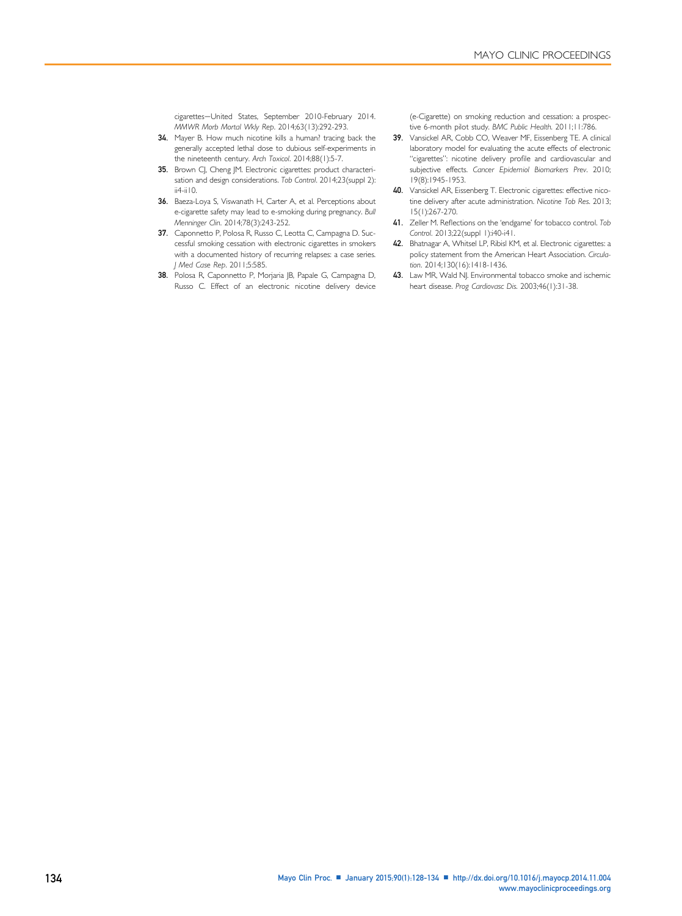cigarettes—United States, September 2010-February 2014. *MMWR Morb Mortal Wkly Rep*. 2014;63(13):292-293.

34. Mayer B. How much nicotine kills a human? tracing back the generally accepted lethal dose to dubious self-experiments in the nineteenth century. *Arch Toxicol*. 2014;88(1):5-7.
35. Brown CJ, Cheng JM. Electronic cigarettes: product characterisation and design considerations. *Tob Control*. 2014;23(suppl 2):ii4-ii10.
36. Baeza-Loya S, Viswanath H, Carter A, et al. Perceptions about e-cigarette safety may lead to e-smoking during pregnancy. *Bull Menninger Clin*. 2014;78(3):243-252.
37. Caponnetto P, Polosa R, Russo C, Leotta C, Campagna D. Successful smoking cessation with electronic cigarettes in smokers with a documented history of recurring relapses: a case series. *J Med Case Rep*. 2011;5:585.
38. Polosa R, Caponnetto P, Morjaria JB, Papale G, Campagna D, Russo C. Effect of an electronic nicotine delivery device (e-Cigarette) on smoking reduction and cessation: a prospective 6-month pilot study. *BMC Public Health*. 2011;11:786.
39. Vansickel AR, Cobb CO, Weaver MF, Eissenberg TE. A clinical laboratory model for evaluating the acute effects of electronic "cigarettes": nicotine delivery profile and cardiovascular and subjective effects. *Cancer Epidemiol Biomarkers Prev*. 2010;19(8):1945-1953.
40. Vansickel AR, Eissenberg T. Electronic cigarettes: effective nicotine delivery after acute administration. *Nicotine Tob Res*. 2013;15(1):267-270.
41. Zeller M. Reflections on the 'endgame' for tobacco control. *Tob Control*. 2013;22(suppl 1):i40-i41.
42. Bhatnagar A, Whitsel LP, Ribisl KM, et al. Electronic cigarettes: a policy statement from the American Heart Association. *Circulation*. 2014;130(16):1418-1436.
43. Law MR, Wald NJ. Environmental tobacco smoke and ischemic heart disease. *Prog Cardiovasc Dis*. 2003;46(1):31-38.